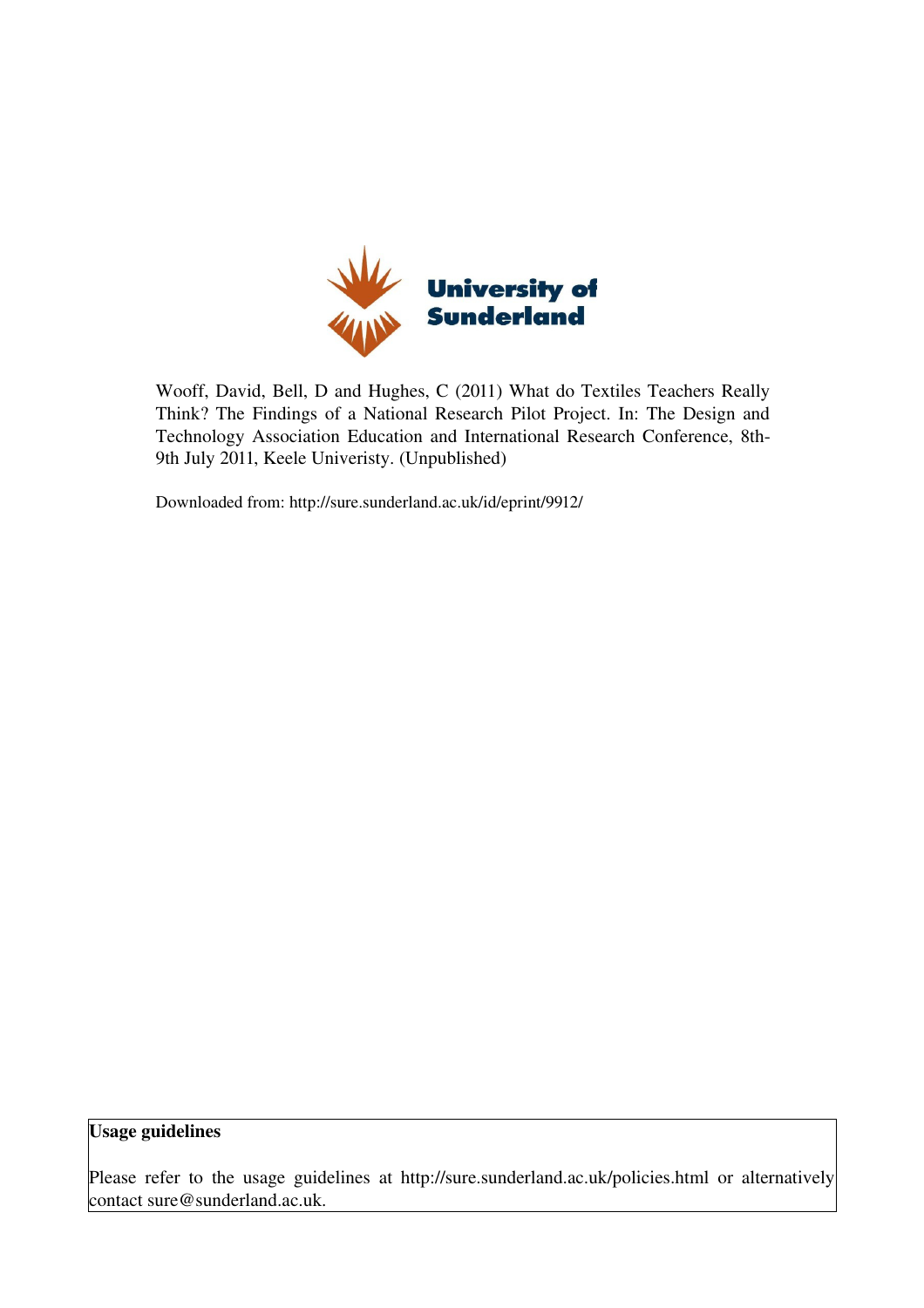University of Sunderland

Wooff, David, Bell, D and Hughes, C (2011) What do Textiles Teachers Really Think? The Findings of a National Research Pilot Project. In: The Design and Technology Association Education and International Research Conference, 8th-9th July 2011, Keele Univeristy. (Unpublished)

Downloaded from: http://sure.sunderland.ac.uk/id/eprint/9912/

**Usage guidelines**

Please refer to the usage guidelines at http://sure.sunderland.ac.uk/policies.html or alternatively contact sure@sunderland.ac.uk.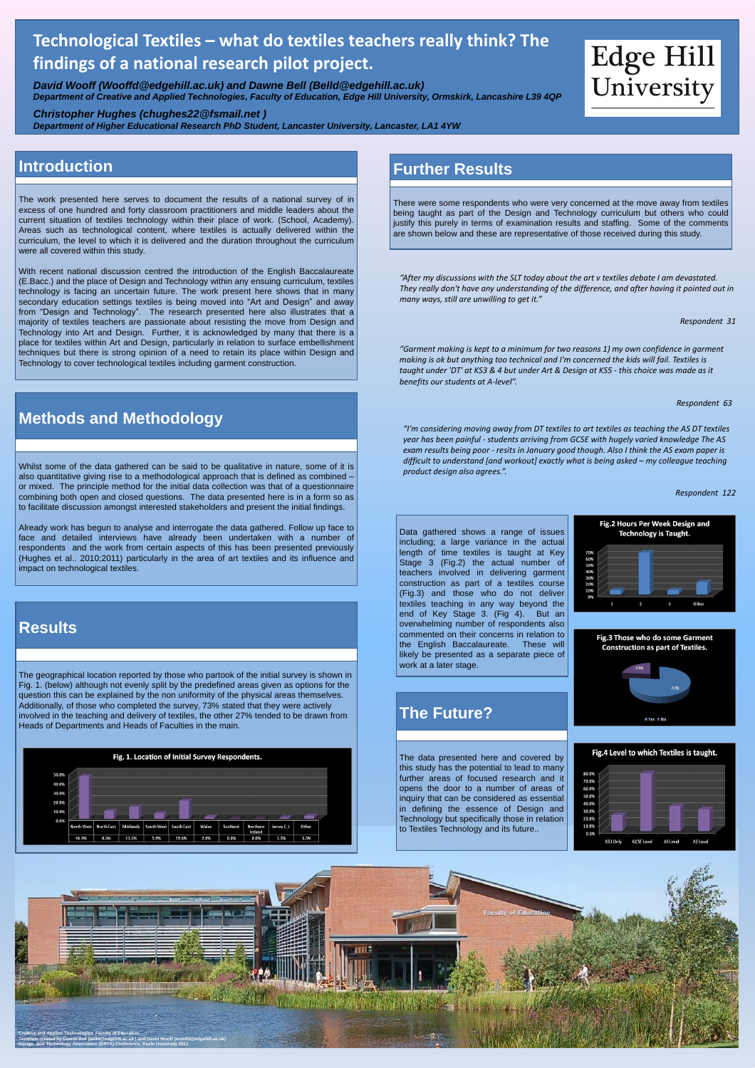# Technological Textiles – what do textiles teachers really think? The findings of a national research pilot project.

***David Wooff (Wooffd@edgehill.ac.uk) and Dawne Bell (Belld@edgehill.ac.uk)***
***Department of Creative and Applied Technologies, Faculty of Education, Edge Hill University, Ormskirk, Lancashire L39 4QP***

***Christopher Hughes (chughes22@fsmail.net )***
***Department of Higher Educational Research PhD Student, Lancaster University, Lancaster, LA1 4YW***

Edge Hill University

## Introduction

The work presented here serves to document the results of a national survey of in excess of one hundred and forty classroom practitioners and middle leaders about the current situation of textiles technology within their place of work. (School, Academy). Areas such as technological content, where textiles is actually delivered within the curriculum, the level to which it is delivered and the duration throughout the curriculum were all covered within this study.

With recent national discussion centred the introduction of the English Baccalaureate (E.Bacc.) and the place of Design and Technology within any ensuing curriculum, textiles technology is facing an uncertain future. The work present here shows that in many secondary education settings textiles is being moved into "Art and Design" and away from "Design and Technology". The research presented here also illustrates that a majority of textiles teachers are passionate about resisting the move from Design and Technology into Art and Design. Further, it is acknowledged by many that there is a place for textiles within Art and Design, particularly in relation to surface embellishment techniques but there is strong opinion of a need to retain its place within Design and Technology to cover technological textiles including garment construction.

## Methods and Methodology

Whilst some of the data gathered can be said to be qualitative in nature, some of it is also quantitative giving rise to a methodological approach that is defined as combined – or mixed. The principle method for the initial data collection was that of a questionnaire combining both open and closed questions. The data presented here is in a form so as to facilitate discussion amongst interested stakeholders and present the initial findings.

Already work has begun to analyse and interrogate the data gathered. Follow up face to face and detailed interviews have already been undertaken with a number of respondents and the work from certain aspects of this has been presented previously (Hughes et al.. 2010;2011) particularly in the area of art textiles and its influence and impact on technological textiles.

## Results

The geographical location reported by those who partook of the initial survey is shown in Fig. 1. (below) although not evenly split by the predefined areas given as options for the question this can be explained by the non uniformity of the physical areas themselves. Additionally, of those who completed the survey, 73% stated that they were actively involved in the teaching and delivery of textiles, the other 27% tended to be drawn from Heads of Departments and Heads of Faculties in the main.

Fig. 1. Location of Initial Survey Respondents.

50.0% 40.0% 30.0% 20.0% 10.0% 0.0%

North West 46.4%, North East 8.5%, Midlands 13.1%, South West 5.9%, South East 19.6%, Wales 2.0%, Scotland 0.0%, Northern Ireland 0.0%, Jersey C.I. 1.3%, Other 3.3%

## Further Results

There were some respondents who were very concerned at the move away from textiles being taught as part of the Design and Technology curriculum but others who could justify this purely in terms of examination results and staffing. Some of the comments are shown below and these are representative of those received during this study.

*"After my discussions with the SLT today about the art v textiles debate I am devastated. They really don't have any understanding of the difference, and after having it pointed out in many ways, still are unwilling to get it."*

*Respondent 31*

*"Garment making is kept to a minimum for two reasons 1) my own confidence in garment making is ok but anything too technical and I'm concerned the kids will fail. Textiles is taught under 'DT' at KS3 & 4 but under Art & Design at KS5 - this choice was made as it benefits our students at A-level".*

*Respondent 63*

*"I'm considering moving away from DT textiles to art textiles as teaching the AS DT textiles year has been painful - students arriving from GCSE with hugely varied knowledge The AS exam results being poor - resits in January good though. Also I think the AS exam paper is difficult to understand [and workout] exactly what is being asked – my colleague teaching product design also agrees.".*

*Respondent 122*

Data gathered shows a range of issues including; a large variance in the actual length of time textiles is taught at Key Stage 3 (Fig.2) the actual number of teachers involved in delivering garment construction as part of a textiles course (Fig.3) and those who do not deliver textiles teaching in any way beyond the end of Key Stage 3. (Fig 4). But an overwhelming number of respondents also commented on their concerns in relation to the English Baccalaureate. These will likely be presented as a separate piece of work at a later stage.

Fig.2 Hours Per Week Design and Technology is Taught.

70% 60% 50% 40% 30% 20% 10% 0%

1 2 3 Other

Fig.3 Those who do some Garment Construction as part of Textiles.

23% 77%

Yes No

Fig.4 Level to which Textiles is taught.

80.0% 70.0% 60.0% 50.0% 40.0% 30.0% 20.0% 10.0% 0.0%

KS3 Only GCSE Level AS Level A2 Level

## The Future?

The data presented here and covered by this study has the potential to lead to many further areas of focused research and it opens the door to a number of areas of inquiry that can be considered as essential in defining the essence of Design and Technology but specifically those in relation to Textiles Technology and its future..

Creative and Applied Technologies Faculty of Education
Template created by Dawne Bell (belld@edgehill.ac.uk) and David Wooff (wooffd@edgehill.ac.uk)
Design And Technology Association (DATA) Conference, Keele University 2011